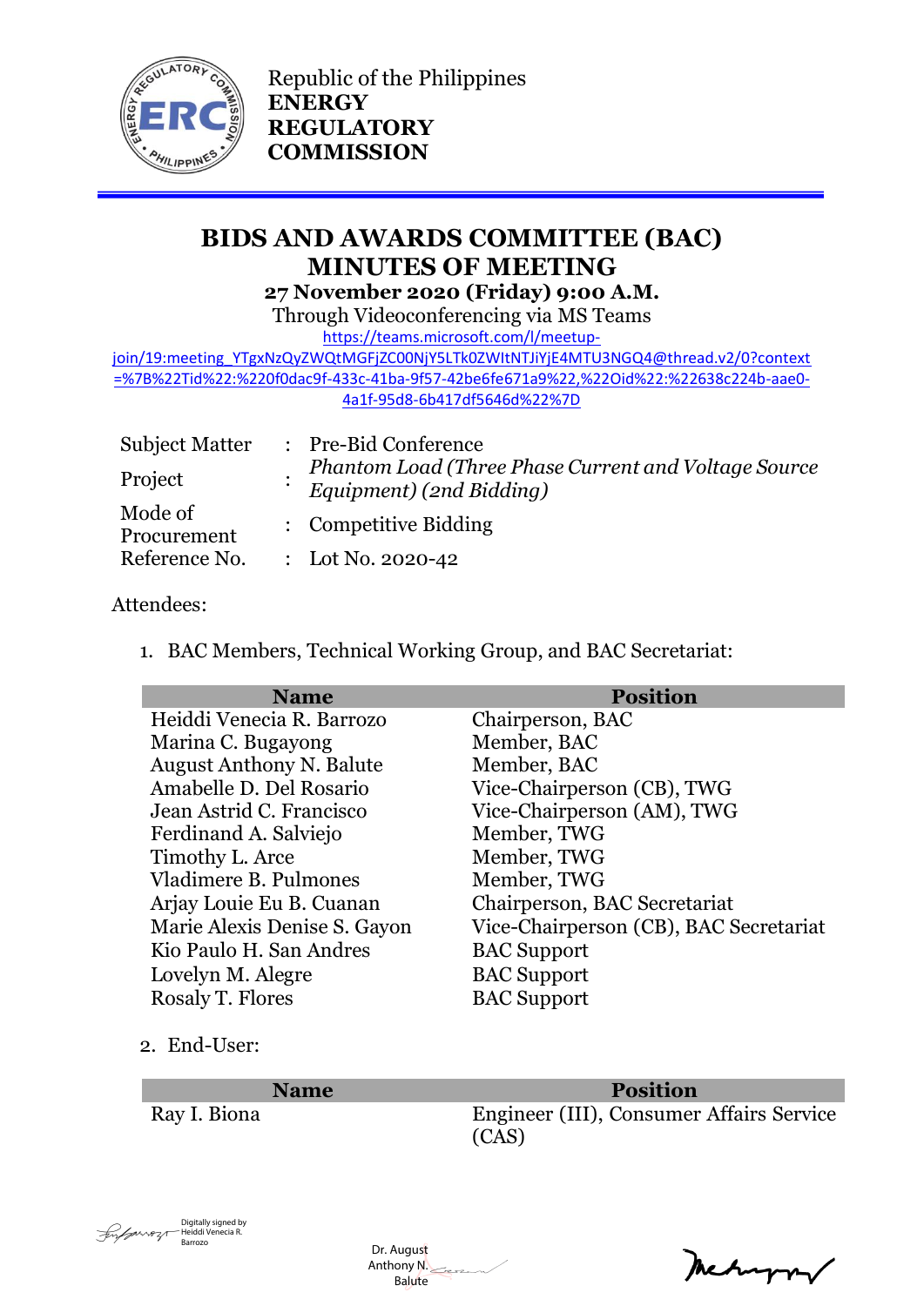Republic of the Philippines
**ENERGY REGULATORY COMMISSION**

# BIDS AND AWARDS COMMITTEE (BAC) MINUTES OF MEETING

**27 November 2020 (Friday) 9:00 A.M.**

Through Videoconferencing via MS Teams

https://teams.microsoft.com/l/meetup-join/19:meeting_YTgxNzQyZWQtMGFjZC00NjY5LTk0ZWItNTJiYjE4MTU3NGQ4@thread.v2/0?context=%7B%22Tid%22:%220f0dac9f-433c-41ba-9f57-42be6fe671a9%22,%22Oid%22:%22638c224b-aae0-4a1f-95d8-6b417df5646d%22%7D

| | | |
|---|---|---|
| Subject Matter | : | Pre-Bid Conference |
| Project | : | *Phantom Load (Three Phase Current and Voltage Source Equipment) (2nd Bidding)* |
| Mode of Procurement | : | Competitive Bidding |
| Reference No. | : | Lot No. 2020-42 |

Attendees:

1. BAC Members, Technical Working Group, and BAC Secretariat:

| Name | Position |
|---|---|
| Heiddi Venecia R. Barrozo | Chairperson, BAC |
| Marina C. Bugayong | Member, BAC |
| August Anthony N. Balute | Member, BAC |
| Amabelle D. Del Rosario | Vice-Chairperson (CB), TWG |
| Jean Astrid C. Francisco | Vice-Chairperson (AM), TWG |
| Ferdinand A. Salviejo | Member, TWG |
| Timothy L. Arce | Member, TWG |
| Vladimere B. Pulmones | Member, TWG |
| Arjay Louie Eu B. Cuanan | Chairperson, BAC Secretariat |
| Marie Alexis Denise S. Gayon | Vice-Chairperson (CB), BAC Secretariat |
| Kio Paulo H. San Andres | BAC Support |
| Lovelyn M. Alegre | BAC Support |
| Rosaly T. Flores | BAC Support |

2. End-User:

| Name | Position |
|---|---|
| Ray I. Biona | Engineer (III), Consumer Affairs Service (CAS) |

Digitally signed by Heiddi Venecia R. Barrozo

Dr. August Anthony N. Balute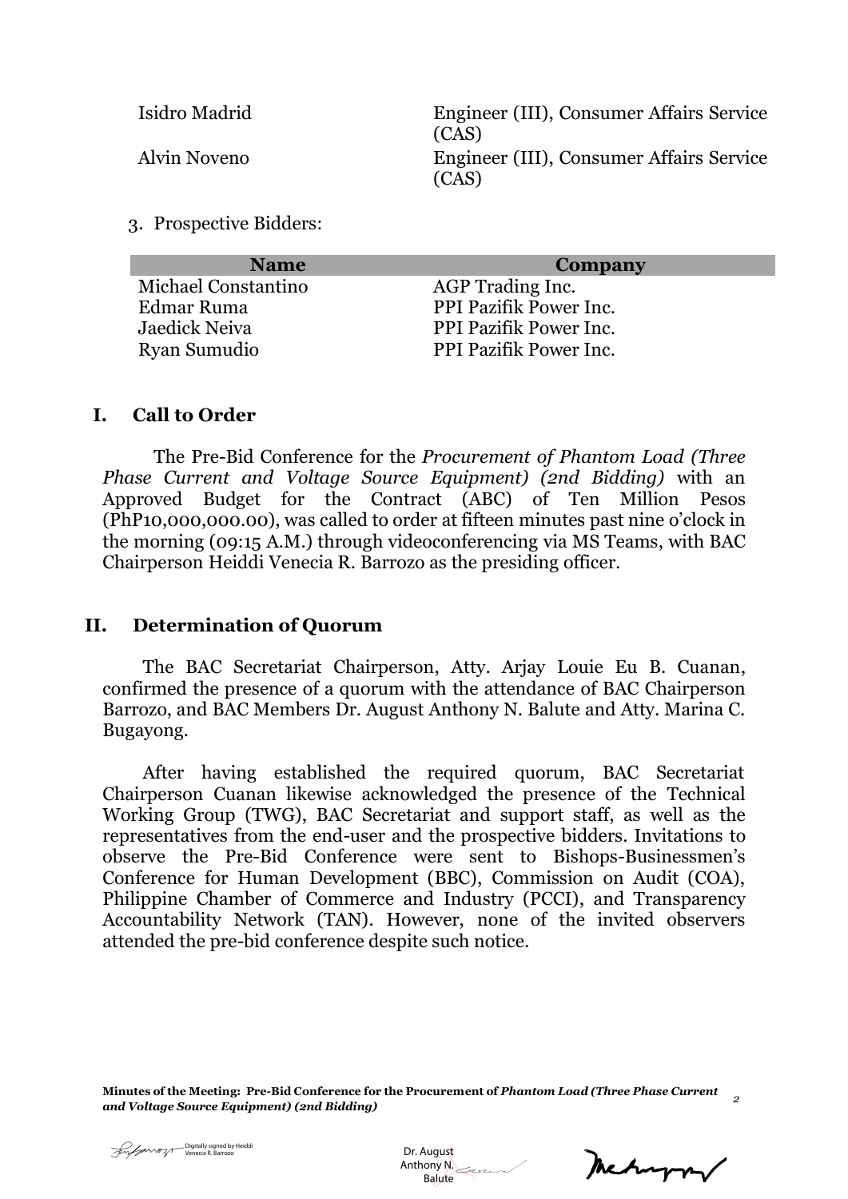| | |
|---|---|
| Isidro Madrid | Engineer (III), Consumer Affairs Service (CAS) |
| Alvin Noveno | Engineer (III), Consumer Affairs Service (CAS) |

3. Prospective Bidders:

| Name | Company |
|---|---|
| Michael Constantino | AGP Trading Inc. |
| Edmar Ruma | PPI Pazifik Power Inc. |
| Jaedick Neiva | PPI Pazifik Power Inc. |
| Ryan Sumudio | PPI Pazifik Power Inc. |

## I. Call to Order

The Pre-Bid Conference for the *Procurement of Phantom Load (Three Phase Current and Voltage Source Equipment) (2nd Bidding)* with an Approved Budget for the Contract (ABC) of Ten Million Pesos (PhP10,000,000.00), was called to order at fifteen minutes past nine o'clock in the morning (09:15 A.M.) through videoconferencing via MS Teams, with BAC Chairperson Heiddi Venecia R. Barrozo as the presiding officer.

## II. Determination of Quorum

The BAC Secretariat Chairperson, Atty. Arjay Louie Eu B. Cuanan, confirmed the presence of a quorum with the attendance of BAC Chairperson Barrozo, and BAC Members Dr. August Anthony N. Balute and Atty. Marina C. Bugayong.

After having established the required quorum, BAC Secretariat Chairperson Cuanan likewise acknowledged the presence of the Technical Working Group (TWG), BAC Secretariat and support staff, as well as the representatives from the end-user and the prospective bidders. Invitations to observe the Pre-Bid Conference were sent to Bishops-Businessmen's Conference for Human Development (BBC), Commission on Audit (COA), Philippine Chamber of Commerce and Industry (PCCI), and Transparency Accountability Network (TAN). However, none of the invited observers attended the pre-bid conference despite such notice.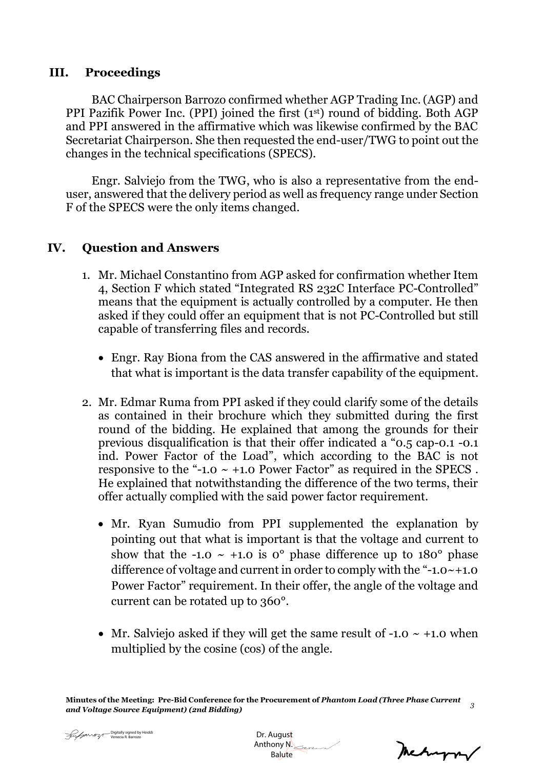## III. Proceedings

BAC Chairperson Barrozo confirmed whether AGP Trading Inc. (AGP) and PPI Pazifik Power Inc. (PPI) joined the first (1st) round of bidding. Both AGP and PPI answered in the affirmative which was likewise confirmed by the BAC Secretariat Chairperson. She then requested the end-user/TWG to point out the changes in the technical specifications (SPECS).

Engr. Salviejo from the TWG, who is also a representative from the end-user, answered that the delivery period as well as frequency range under Section F of the SPECS were the only items changed.

## IV. Question and Answers

1. Mr. Michael Constantino from AGP asked for confirmation whether Item 4, Section F which stated "Integrated RS 232C Interface PC-Controlled" means that the equipment is actually controlled by a computer. He then asked if they could offer an equipment that is not PC-Controlled but still capable of transferring files and records.

   - Engr. Ray Biona from the CAS answered in the affirmative and stated that what is important is the data transfer capability of the equipment.

2. Mr. Edmar Ruma from PPI asked if they could clarify some of the details as contained in their brochure which they submitted during the first round of the bidding. He explained that among the grounds for their previous disqualification is that their offer indicated a "0.5 cap-0.1 -0.1 ind. Power Factor of the Load", which according to the BAC is not responsive to the "-1.0 ~ +1.0 Power Factor" as required in the SPECS . He explained that notwithstanding the difference of the two terms, their offer actually complied with the said power factor requirement.

   - Mr. Ryan Sumudio from PPI supplemented the explanation by pointing out that what is important is that the voltage and current to show that the -1.0 ~ +1.0 is 0° phase difference up to 180° phase difference of voltage and current in order to comply with the "-1.0~+1.0 Power Factor" requirement. In their offer, the angle of the voltage and current can be rotated up to 360°.

   - Mr. Salviejo asked if they will get the same result of -1.0 ~ +1.0 when multiplied by the cosine (cos) of the angle.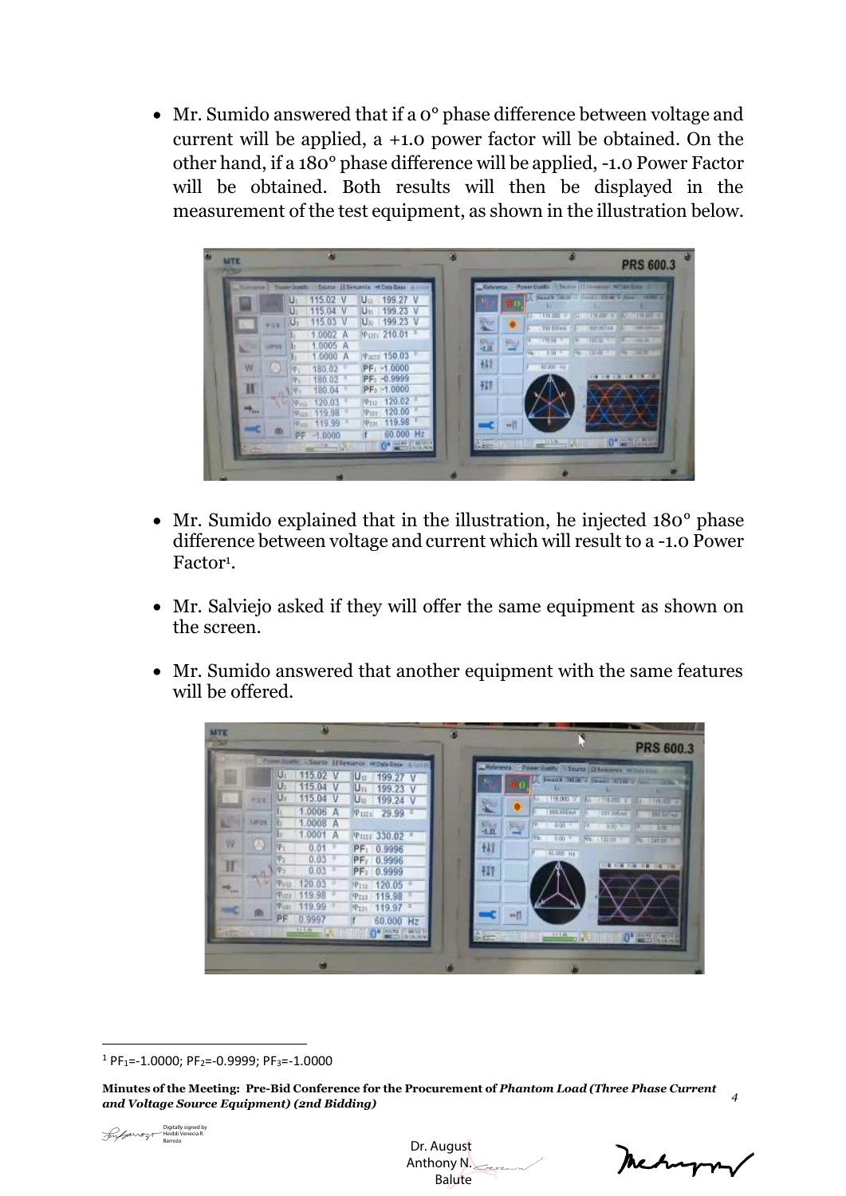- Mr. Sumido answered that if a 0° phase difference between voltage and current will be applied, a +1.0 power factor will be obtained. On the other hand, if a 180° phase difference will be applied, -1.0 Power Factor will be obtained. Both results will then be displayed in the measurement of the test equipment, as shown in the illustration below.

- Mr. Sumido explained that in the illustration, he injected 180° phase difference between voltage and current which will result to a -1.0 Power Factor[1].

- Mr. Salviejo asked if they will offer the same equipment as shown on the screen.

- Mr. Sumido answered that another equipment with the same features will be offered.

[1] $PF_1$=-1.0000; $PF_2$=-0.9999; $PF_3$=-1.0000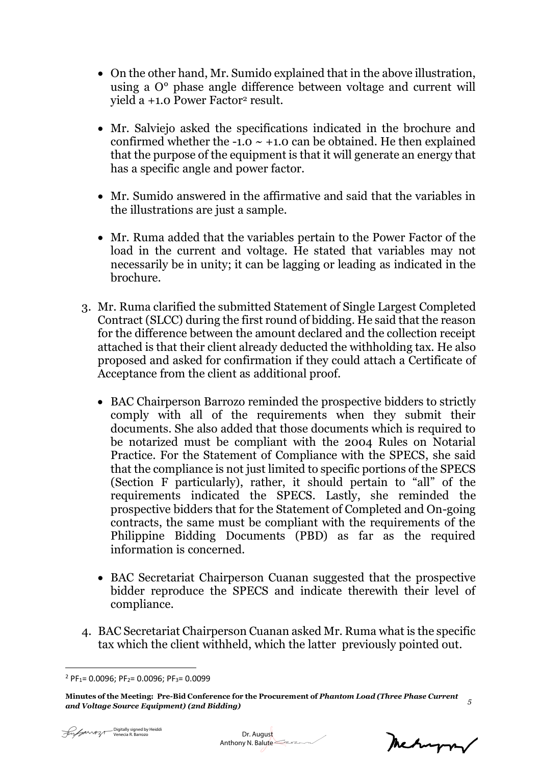- On the other hand, Mr. Sumido explained that in the above illustration, using a O° phase angle difference between voltage and current will yield a +1.0 Power Factor[2] result.

- Mr. Salviejo asked the specifications indicated in the brochure and confirmed whether the -1.0 ~ +1.0 can be obtained. He then explained that the purpose of the equipment is that it will generate an energy that has a specific angle and power factor.

- Mr. Sumido answered in the affirmative and said that the variables in the illustrations are just a sample.

- Mr. Ruma added that the variables pertain to the Power Factor of the load in the current and voltage. He stated that variables may not necessarily be in unity; it can be lagging or leading as indicated in the brochure.

3. Mr. Ruma clarified the submitted Statement of Single Largest Completed Contract (SLCC) during the first round of bidding. He said that the reason for the difference between the amount declared and the collection receipt attached is that their client already deducted the withholding tax. He also proposed and asked for confirmation if they could attach a Certificate of Acceptance from the client as additional proof.

   - BAC Chairperson Barrozo reminded the prospective bidders to strictly comply with all of the requirements when they submit their documents. She also added that those documents which is required to be notarized must be compliant with the 2004 Rules on Notarial Practice. For the Statement of Compliance with the SPECS, she said that the compliance is not just limited to specific portions of the SPECS (Section F particularly), rather, it should pertain to "all" of the requirements indicated the SPECS. Lastly, she reminded the prospective bidders that for the Statement of Completed and On-going contracts, the same must be compliant with the requirements of the Philippine Bidding Documents (PBD) as far as the required information is concerned.

   - BAC Secretariat Chairperson Cuanan suggested that the prospective bidder reproduce the SPECS and indicate therewith their level of compliance.

4. BAC Secretariat Chairperson Cuanan asked Mr. Ruma what is the specific tax which the client withheld, which the latter previously pointed out.

---

[2] $PF_1$= 0.0096; $PF_2$= 0.0096; $PF_3$= 0.0099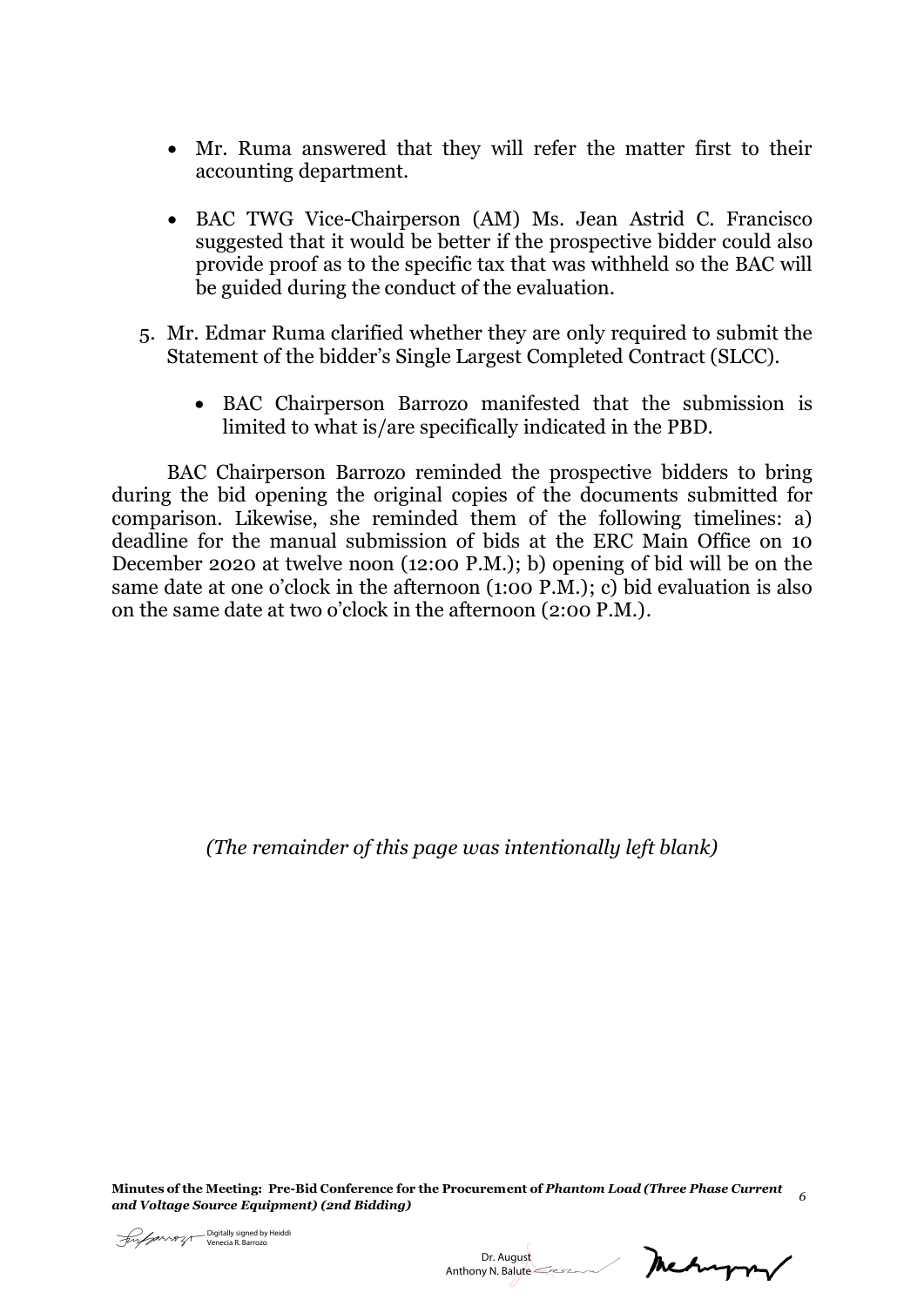- Mr. Ruma answered that they will refer the matter first to their accounting department.

- BAC TWG Vice-Chairperson (AM) Ms. Jean Astrid C. Francisco suggested that it would be better if the prospective bidder could also provide proof as to the specific tax that was withheld so the BAC will be guided during the conduct of the evaluation.

5. Mr. Edmar Ruma clarified whether they are only required to submit the Statement of the bidder's Single Largest Completed Contract (SLCC).

   - BAC Chairperson Barrozo manifested that the submission is limited to what is/are specifically indicated in the PBD.

BAC Chairperson Barrozo reminded the prospective bidders to bring during the bid opening the original copies of the documents submitted for comparison. Likewise, she reminded them of the following timelines: a) deadline for the manual submission of bids at the ERC Main Office on 10 December 2020 at twelve noon (12:00 P.M.); b) opening of bid will be on the same date at one o'clock in the afternoon (1:00 P.M.); c) bid evaluation is also on the same date at two o'clock in the afternoon (2:00 P.M.).

*(The remainder of this page was intentionally left blank)*

Digitally signed by Heiddi Venecia R. Barrozo

Dr. August Anthony N. Balute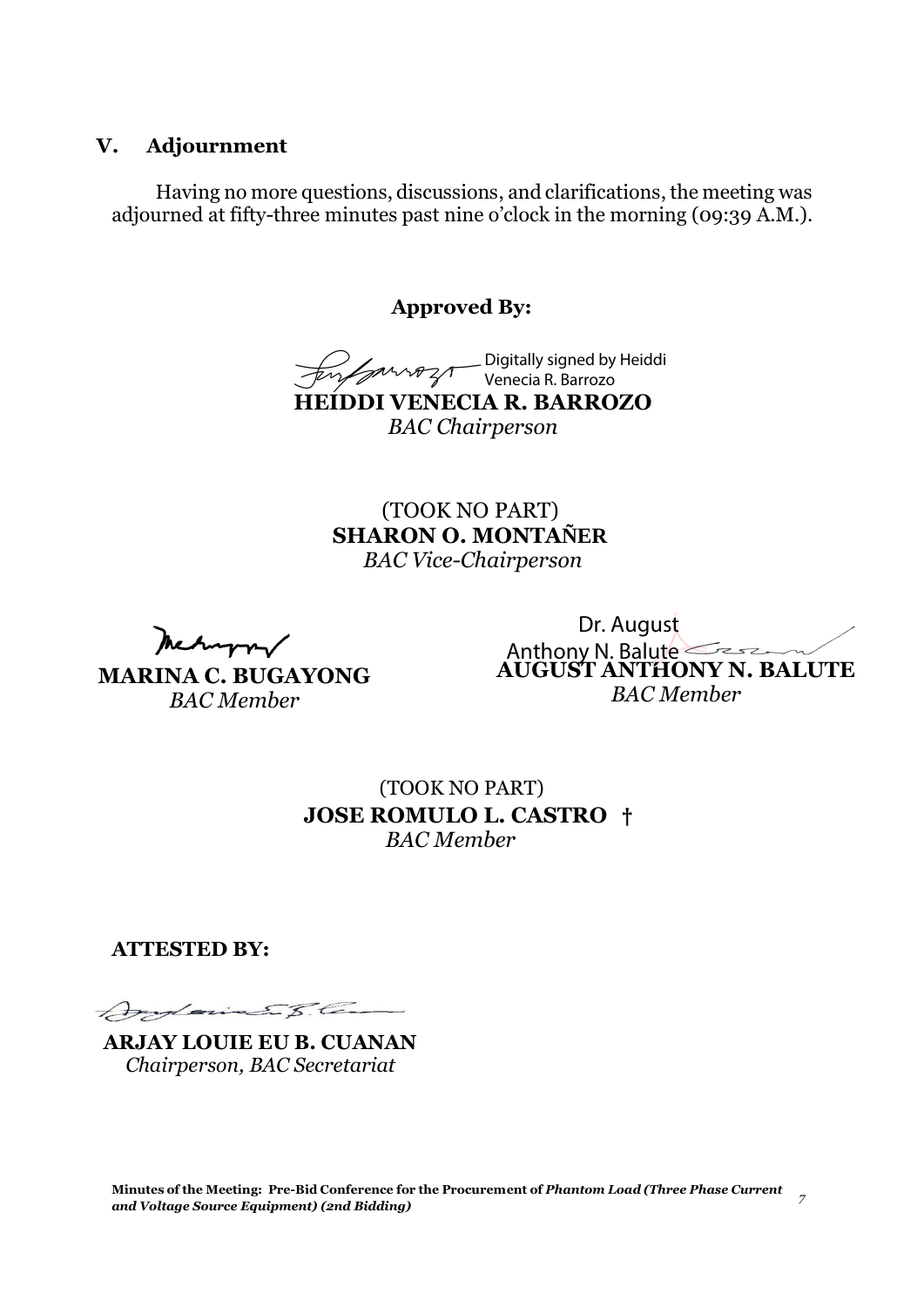## V. Adjournment

Having no more questions, discussions, and clarifications, the meeting was adjourned at fifty-three minutes past nine o'clock in the morning (09:39 A.M.).

**Approved By:**

Digitally signed by Heiddi Venecia R. Barrozo

**HEIDDI VENECIA R. BARROZO**
*BAC Chairperson*

(TOOK NO PART)
**SHARON O. MONTAÑER**
*BAC Vice-Chairperson*

**MARINA C. BUGAYONG**
*BAC Member*

Dr. August Anthony N. Balute
**AUGUST ANTHONY N. BALUTE**
*BAC Member*

(TOOK NO PART)
**JOSE ROMULO L. CASTRO †**
*BAC Member*

**ATTESTED BY:**

**ARJAY LOUIE EU B. CUANAN**
*Chairperson, BAC Secretariat*

**Minutes of the Meeting: Pre-Bid Conference for the Procurement of *Phantom Load (Three Phase Current and Voltage Source Equipment) (2nd Bidding)***